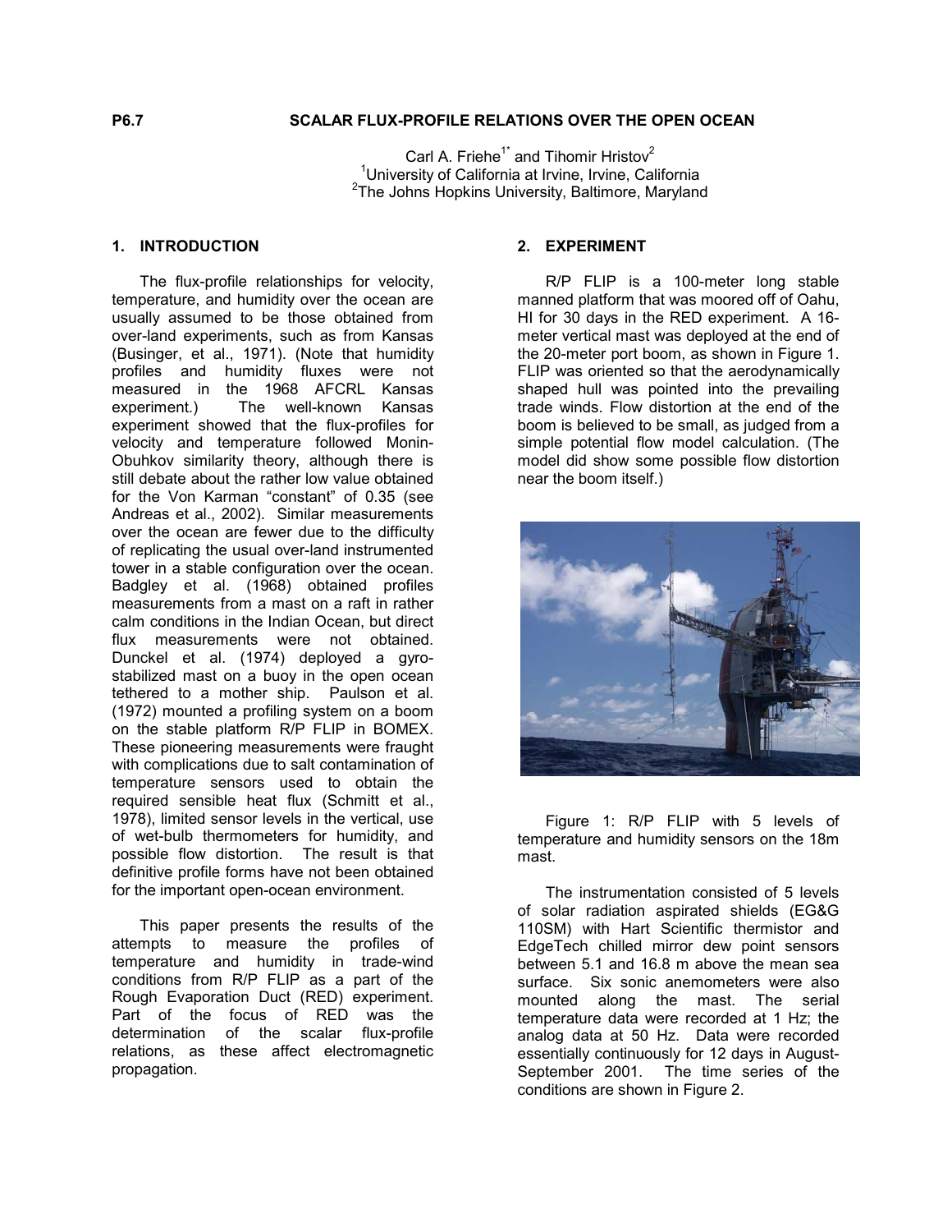**P6.7 SCALAR FLUX-PROFILE RELATIONS OVER THE OPEN OCEAN**

Carl A. Friehe[1*] and Tihomir Hristov[2]
[1]University of California at Irvine, Irvine, California
[2]The Johns Hopkins University, Baltimore, Maryland

## 1. INTRODUCTION

The flux-profile relationships for velocity, temperature, and humidity over the ocean are usually assumed to be those obtained from over-land experiments, such as from Kansas (Businger, et al., 1971). (Note that humidity profiles and humidity fluxes were not measured in the 1968 AFCRL Kansas experiment.) The well-known Kansas experiment showed that the flux-profiles for velocity and temperature followed Monin-Obuhkov similarity theory, although there is still debate about the rather low value obtained for the Von Karman "constant" of 0.35 (see Andreas et al., 2002). Similar measurements over the ocean are fewer due to the difficulty of replicating the usual over-land instrumented tower in a stable configuration over the ocean. Badgley et al. (1968) obtained profiles measurements from a mast on a raft in rather calm conditions in the Indian Ocean, but direct flux measurements were not obtained. Dunckel et al. (1974) deployed a gyro-stabilized mast on a buoy in the open ocean tethered to a mother ship. Paulson et al. (1972) mounted a profiling system on a boom on the stable platform R/P FLIP in BOMEX. These pioneering measurements were fraught with complications due to salt contamination of temperature sensors used to obtain the required sensible heat flux (Schmitt et al., 1978), limited sensor levels in the vertical, use of wet-bulb thermometers for humidity, and possible flow distortion. The result is that definitive profile forms have not been obtained for the important open-ocean environment.

This paper presents the results of the attempts to measure the profiles of temperature and humidity in trade-wind conditions from R/P FLIP as a part of the Rough Evaporation Duct (RED) experiment. Part of the focus of RED was the determination of the scalar flux-profile relations, as these affect electromagnetic propagation.

## 2. EXPERIMENT

R/P FLIP is a 100-meter long stable manned platform that was moored off of Oahu, HI for 30 days in the RED experiment. A 16-meter vertical mast was deployed at the end of the 20-meter port boom, as shown in Figure 1. FLIP was oriented so that the aerodynamically shaped hull was pointed into the prevailing trade winds. Flow distortion at the end of the boom is believed to be small, as judged from a simple potential flow model calculation. (The model did show some possible flow distortion near the boom itself.)

Figure 1: R/P FLIP with 5 levels of temperature and humidity sensors on the 18m mast.

The instrumentation consisted of 5 levels of solar radiation aspirated shields (EG&G 110SM) with Hart Scientific thermistor and EdgeTech chilled mirror dew point sensors between 5.1 and 16.8 m above the mean sea surface. Six sonic anemometers were also mounted along the mast. The serial temperature data were recorded at 1 Hz; the analog data at 50 Hz. Data were recorded essentially continuously for 12 days in August-September 2001. The time series of the conditions are shown in Figure 2.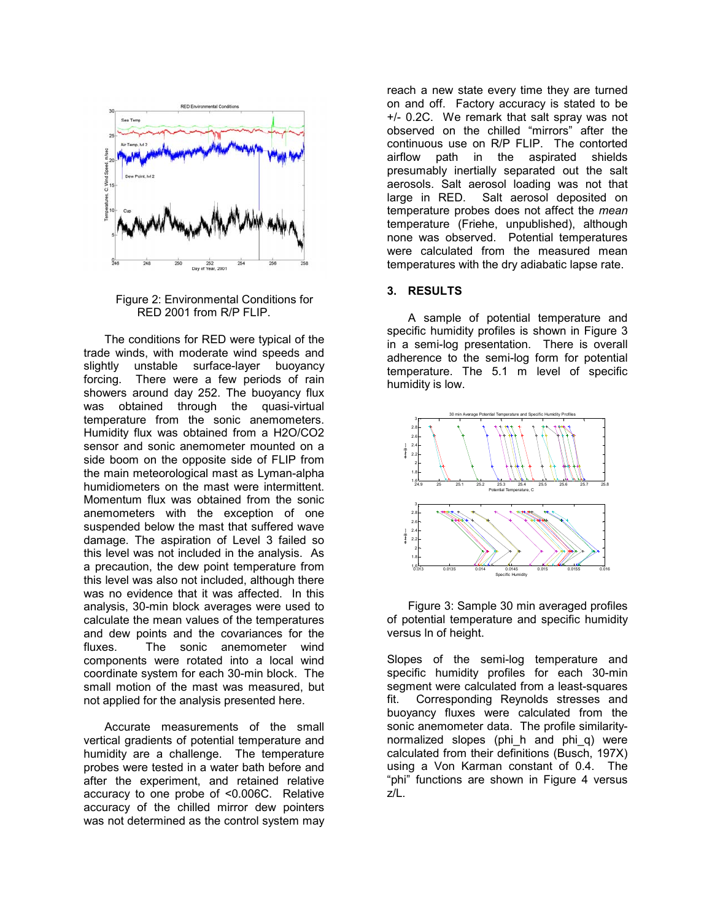Figure 2: Environmental Conditions for RED 2001 from R/P FLIP.

The conditions for RED were typical of the trade winds, with moderate wind speeds and slightly unstable surface-layer buoyancy forcing. There were a few periods of rain showers around day 252. The buoyancy flux was obtained through the quasi-virtual temperature from the sonic anemometers. Humidity flux was obtained from a $H_2O/CO_2$ sensor and sonic anemometer mounted on a side boom on the opposite side of FLIP from the main meteorological mast as Lyman-alpha humidiometers on the mast were intermittent. Momentum flux was obtained from the sonic anemometers with the exception of one suspended below the mast that suffered wave damage. The aspiration of Level 3 failed so this level was not included in the analysis. As a precaution, the dew point temperature from this level was also not included, although there was no evidence that it was affected. In this analysis, 30-min block averages were used to calculate the mean values of the temperatures and dew points and the covariances for the fluxes. The sonic anemometer wind components were rotated into a local wind coordinate system for each 30-min block. The small motion of the mast was measured, but not applied for the analysis presented here.

Accurate measurements of the small vertical gradients of potential temperature and humidity are a challenge. The temperature probes were tested in a water bath before and after the experiment, and retained relative accuracy to one probe of <0.006C. Relative accuracy of the chilled mirror dew pointers was not determined as the control system may reach a new state every time they are turned on and off. Factory accuracy is stated to be +/- 0.2C. We remark that salt spray was not observed on the chilled "mirrors" after the continuous use on R/P FLIP. The contorted airflow path in the aspirated shields presumably inertially separated out the salt aerosols. Salt aerosol loading was not that large in RED. Salt aerosol deposited on temperature probes does not affect the *mean* temperature (Friehe, unpublished), although none was observed. Potential temperatures were calculated from the measured mean temperatures with the dry adiabatic lapse rate.

## 3. RESULTS

A sample of potential temperature and specific humidity profiles is shown in Figure 3 in a semi-log presentation. There is overall adherence to the semi-log form for potential temperature. The 5.1 m level of specific humidity is low.

Figure 3: Sample 30 min averaged profiles of potential temperature and specific humidity versus ln of height.

Slopes of the semi-log temperature and specific humidity profiles for each 30-min segment were calculated from a least-squares fit. Corresponding Reynolds stresses and buoyancy fluxes were calculated from the sonic anemometer data. The profile similarity-normalized slopes (phi_h and phi_q) were calculated from their definitions (Busch, 197X) using a Von Karman constant of 0.4. The "phi" functions are shown in Figure 4 versus z/L.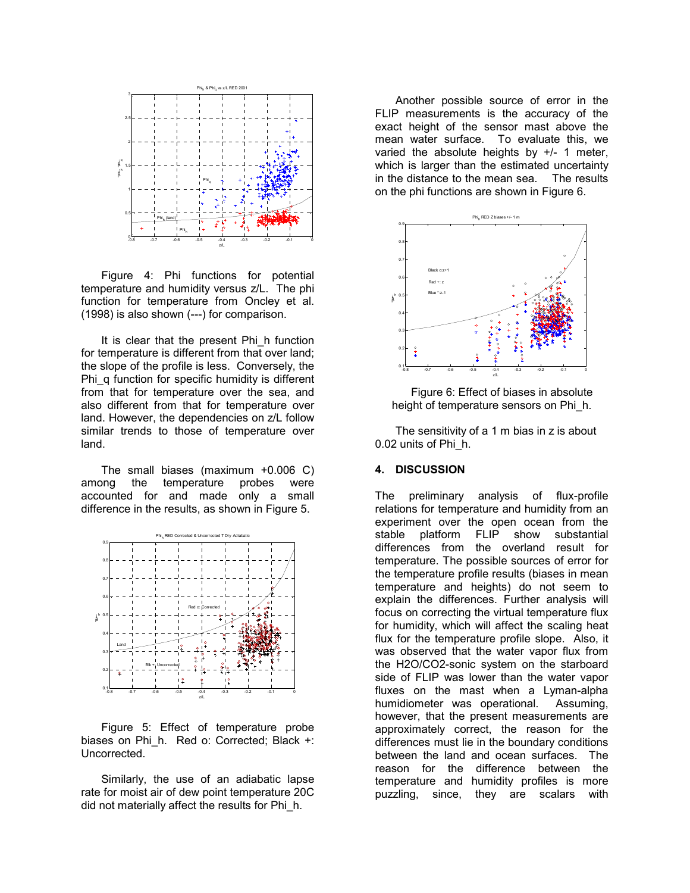Figure 4: Phi functions for potential temperature and humidity versus z/L. The phi function for temperature from Oncley et al. (1998) is also shown (---) for comparison.

It is clear that the present Phi_h function for temperature is different from that over land; the slope of the profile is less. Conversely, the Phi_q function for specific humidity is different from that for temperature over the sea, and also different from that for temperature over land. However, the dependencies on z/L follow similar trends to those of temperature over land.

The small biases (maximum +0.006 C) among the temperature probes were accounted for and made only a small difference in the results, as shown in Figure 5.

Figure 5: Effect of temperature probe biases on Phi_h. Red o: Corrected; Black +: Uncorrected.

Similarly, the use of an adiabatic lapse rate for moist air of dew point temperature 20C did not materially affect the results for Phi_h.

Another possible source of error in the FLIP measurements is the accuracy of the exact height of the sensor mast above the mean water surface. To evaluate this, we varied the absolute heights by +/- 1 meter, which is larger than the estimated uncertainty in the distance to the mean sea. The results on the phi functions are shown in Figure 6.

Figure 6: Effect of biases in absolute height of temperature sensors on Phi_h.

The sensitivity of a 1 m bias in z is about 0.02 units of Phi_h.

## 4. DISCUSSION

The preliminary analysis of flux-profile relations for temperature and humidity from an experiment over the open ocean from the stable platform FLIP show substantial differences from the overland result for temperature. The possible sources of error for the temperature profile results (biases in mean temperature and heights) do not seem to explain the differences. Further analysis will focus on correcting the virtual temperature flux for humidity, which will affect the scaling heat flux for the temperature profile slope. Also, it was observed that the water vapor flux from the $H_2O/CO_2$-sonic system on the starboard side of FLIP was lower than the water vapor fluxes on the mast when a Lyman-alpha humidiometer was operational. Assuming, however, that the present measurements are approximately correct, the reason for the differences must lie in the boundary conditions between the land and ocean surfaces. The reason for the difference between the temperature and humidity profiles is more puzzling, since, they are scalars with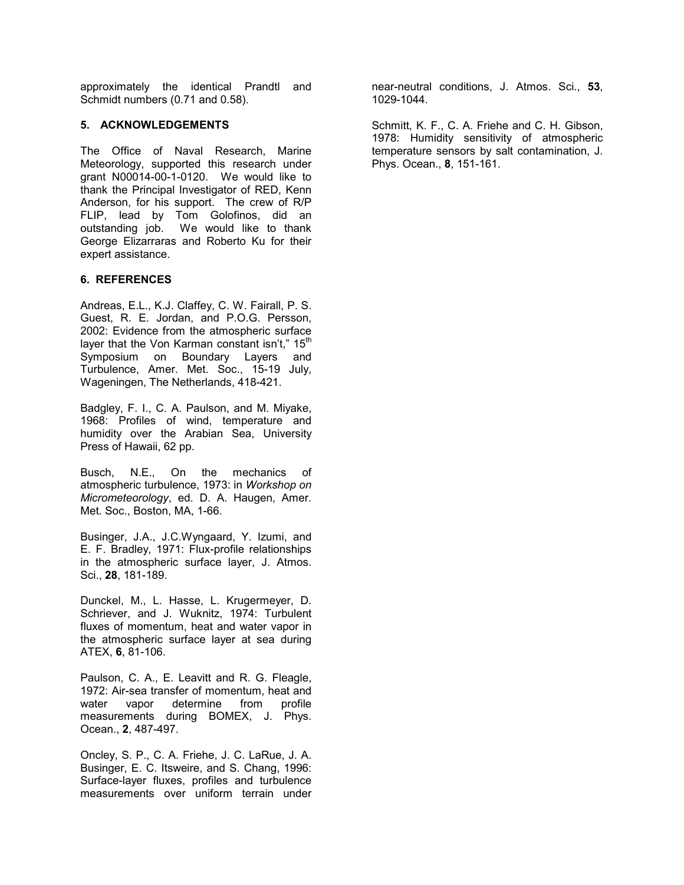approximately the identical Prandtl and Schmidt numbers (0.71 and 0.58).

## 5. ACKNOWLEDGEMENTS

The Office of Naval Research, Marine Meteorology, supported this research under grant N00014-00-1-0120. We would like to thank the Principal Investigator of RED, Kenn Anderson, for his support. The crew of R/P FLIP, lead by Tom Golofinos, did an outstanding job. We would like to thank George Elizarraras and Roberto Ku for their expert assistance.

## 6. REFERENCES

Andreas, E.L., K.J. Claffey, C. W. Fairall, P. S. Guest, R. E. Jordan, and P.O.G. Persson, 2002: Evidence from the atmospheric surface layer that the Von Karman constant isn't," 15th Symposium on Boundary Layers and Turbulence, Amer. Met. Soc., 15-19 July, Wageningen, The Netherlands, 418-421.

Badgley, F. I., C. A. Paulson, and M. Miyake, 1968: Profiles of wind, temperature and humidity over the Arabian Sea, University Press of Hawaii, 62 pp.

Busch, N.E., On the mechanics of atmospheric turbulence, 1973: in *Workshop on Micrometeorology*, ed. D. A. Haugen, Amer. Met. Soc., Boston, MA, 1-66.

Businger, J.A., J.C.Wyngaard, Y. Izumi, and E. F. Bradley, 1971: Flux-profile relationships in the atmospheric surface layer, J. Atmos. Sci., **28**, 181-189.

Dunckel, M., L. Hasse, L. Krugermeyer, D. Schriever, and J. Wuknitz, 1974: Turbulent fluxes of momentum, heat and water vapor in the atmospheric surface layer at sea during ATEX, **6**, 81-106.

Paulson, C. A., E. Leavitt and R. G. Fleagle, 1972: Air-sea transfer of momentum, heat and water vapor determine from profile measurements during BOMEX, J. Phys. Ocean., **2**, 487-497.

Oncley, S. P., C. A. Friehe, J. C. LaRue, J. A. Businger, E. C. Itsweire, and S. Chang, 1996: Surface-layer fluxes, profiles and turbulence measurements over uniform terrain under near-neutral conditions, J. Atmos. Sci., **53**, 1029-1044.

Schmitt, K. F., C. A. Friehe and C. H. Gibson, 1978: Humidity sensitivity of atmospheric temperature sensors by salt contamination, J. Phys. Ocean., **8**, 151-161.